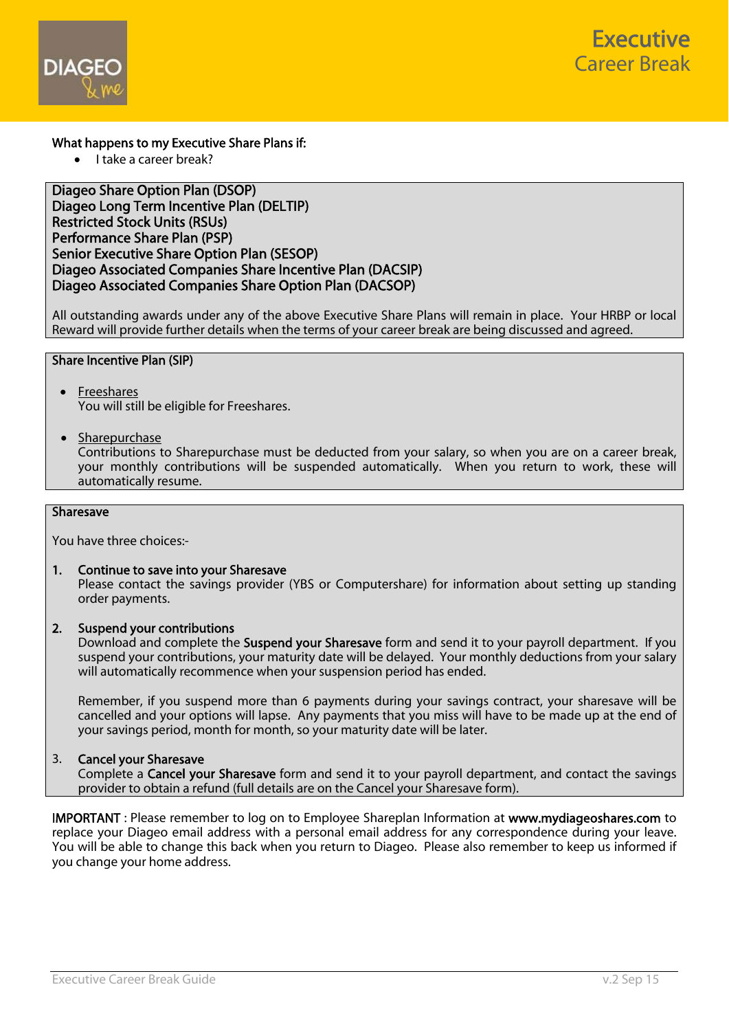# Executive Career Break

**What happens to my Executive Share Plans if:**

- I take a career break?

**Diageo Share Option Plan (DSOP)**
**Diageo Long Term Incentive Plan (DELTIP)**
**Restricted Stock Units (RSUs)**
**Performance Share Plan (PSP)**
**Senior Executive Share Option Plan (SESOP)**
**Diageo Associated Companies Share Incentive Plan (DACSIP)**
**Diageo Associated Companies Share Option Plan (DACSOP)**

All outstanding awards under any of the above Executive Share Plans will remain in place. Your HRBP or local Reward will provide further details when the terms of your career break are being discussed and agreed.

**Share Incentive Plan (SIP)**

- <u>Freeshares</u>
  You will still be eligible for Freeshares.

- <u>Sharepurchase</u>
  Contributions to Sharepurchase must be deducted from your salary, so when you are on a career break, your monthly contributions will be suspended automatically. When you return to work, these will automatically resume.

**Sharesave**

You have three choices:-

1. **Continue to save into your Sharesave**
   Please contact the savings provider (YBS or Computershare) for information about setting up standing order payments.

2. **Suspend your contributions**
   Download and complete the **Suspend your Sharesave** form and send it to your payroll department. If you suspend your contributions, your maturity date will be delayed. Your monthly deductions from your salary will automatically recommence when your suspension period has ended.

   Remember, if you suspend more than 6 payments during your savings contract, your sharesave will be cancelled and your options will lapse. Any payments that you miss will have to be made up at the end of your savings period, month for month, so your maturity date will be later.

3. **Cancel your Sharesave**
   Complete a **Cancel your Sharesave** form and send it to your payroll department, and contact the savings provider to obtain a refund (full details are on the Cancel your Sharesave form).

**IMPORTANT** : Please remember to log on to Employee Shareplan Information at **www.mydiageoshares.com** to replace your Diageo email address with a personal email address for any correspondence during your leave. You will be able to change this back when you return to Diageo. Please also remember to keep us informed if you change your home address.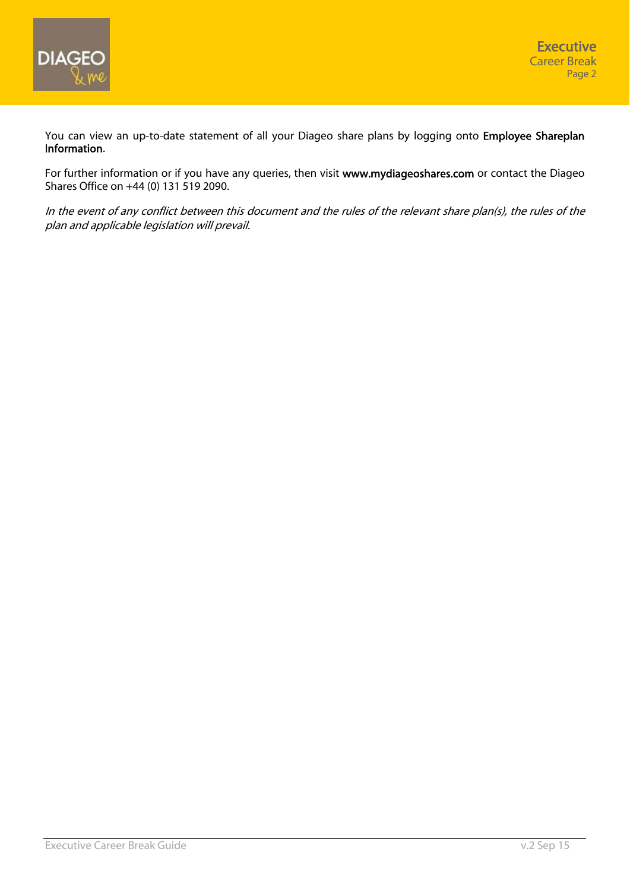You can view an up-to-date statement of all your Diageo share plans by logging onto **Employee Shareplan Information**.

For further information or if you have any queries, then visit **www.mydiageoshares.com** or contact the Diageo Shares Office on +44 (0) 131 519 2090.

*In the event of any conflict between this document and the rules of the relevant share plan(s), the rules of the plan and applicable legislation will prevail.*